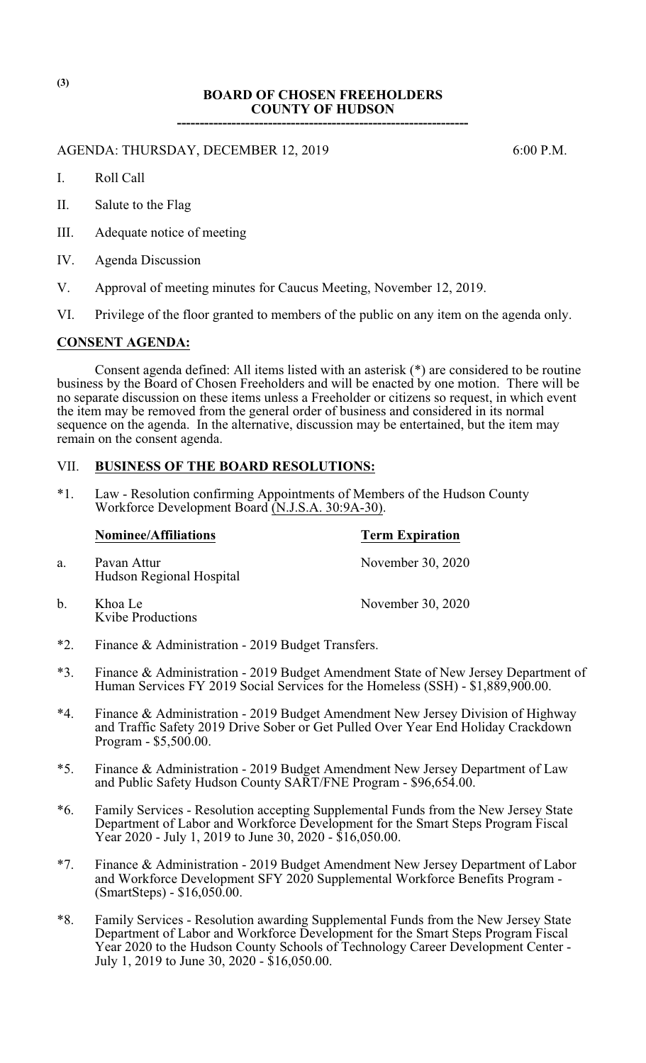(3)

# BOARD OF CHOSEN FREEHOLDERS
## COUNTY OF HUDSON

---

AGENDA: THURSDAY, DECEMBER 12, 2019 6:00 P.M.

I. Roll Call

II. Salute to the Flag

III. Adequate notice of meeting

IV. Agenda Discussion

V. Approval of meeting minutes for Caucus Meeting, November 12, 2019.

VI. Privilege of the floor granted to members of the public on any item on the agenda only.

**CONSENT AGENDA:**

Consent agenda defined: All items listed with an asterisk (*) are considered to be routine business by the Board of Chosen Freeholders and will be enacted by one motion. There will be no separate discussion on these items unless a Freeholder or citizens so request, in which event the item may be removed from the general order of business and considered in its normal sequence on the agenda. In the alternative, discussion may be entertained, but the item may remain on the consent agenda.

VII. **BUSINESS OF THE BOARD RESOLUTIONS:**

*1. Law - Resolution confirming Appointments of Members of the Hudson County Workforce Development Board (N.J.S.A. 30:9A-30).

| | **Nominee/Affiliations** | **Term Expiration** |
|---|---|---|
| a. | Pavan Attur<br>Hudson Regional Hospital | November 30, 2020 |
| b. | Khoa Le<br>Kvibe Productions | November 30, 2020 |

*2. Finance & Administration - 2019 Budget Transfers.

*3. Finance & Administration - 2019 Budget Amendment State of New Jersey Department of Human Services FY 2019 Social Services for the Homeless (SSH) - $1,889,900.00.

*4. Finance & Administration - 2019 Budget Amendment New Jersey Division of Highway and Traffic Safety 2019 Drive Sober or Get Pulled Over Year End Holiday Crackdown Program - $5,500.00.

*5. Finance & Administration - 2019 Budget Amendment New Jersey Department of Law and Public Safety Hudson County SART/FNE Program - $96,654.00.

*6. Family Services - Resolution accepting Supplemental Funds from the New Jersey State Department of Labor and Workforce Development for the Smart Steps Program Fiscal Year 2020 - July 1, 2019 to June 30, 2020 - $16,050.00.

*7. Finance & Administration - 2019 Budget Amendment New Jersey Department of Labor and Workforce Development SFY 2020 Supplemental Workforce Benefits Program - (SmartSteps) - $16,050.00.

*8. Family Services - Resolution awarding Supplemental Funds from the New Jersey State Department of Labor and Workforce Development for the Smart Steps Program Fiscal Year 2020 to the Hudson County Schools of Technology Career Development Center - July 1, 2019 to June 30, 2020 - $16,050.00.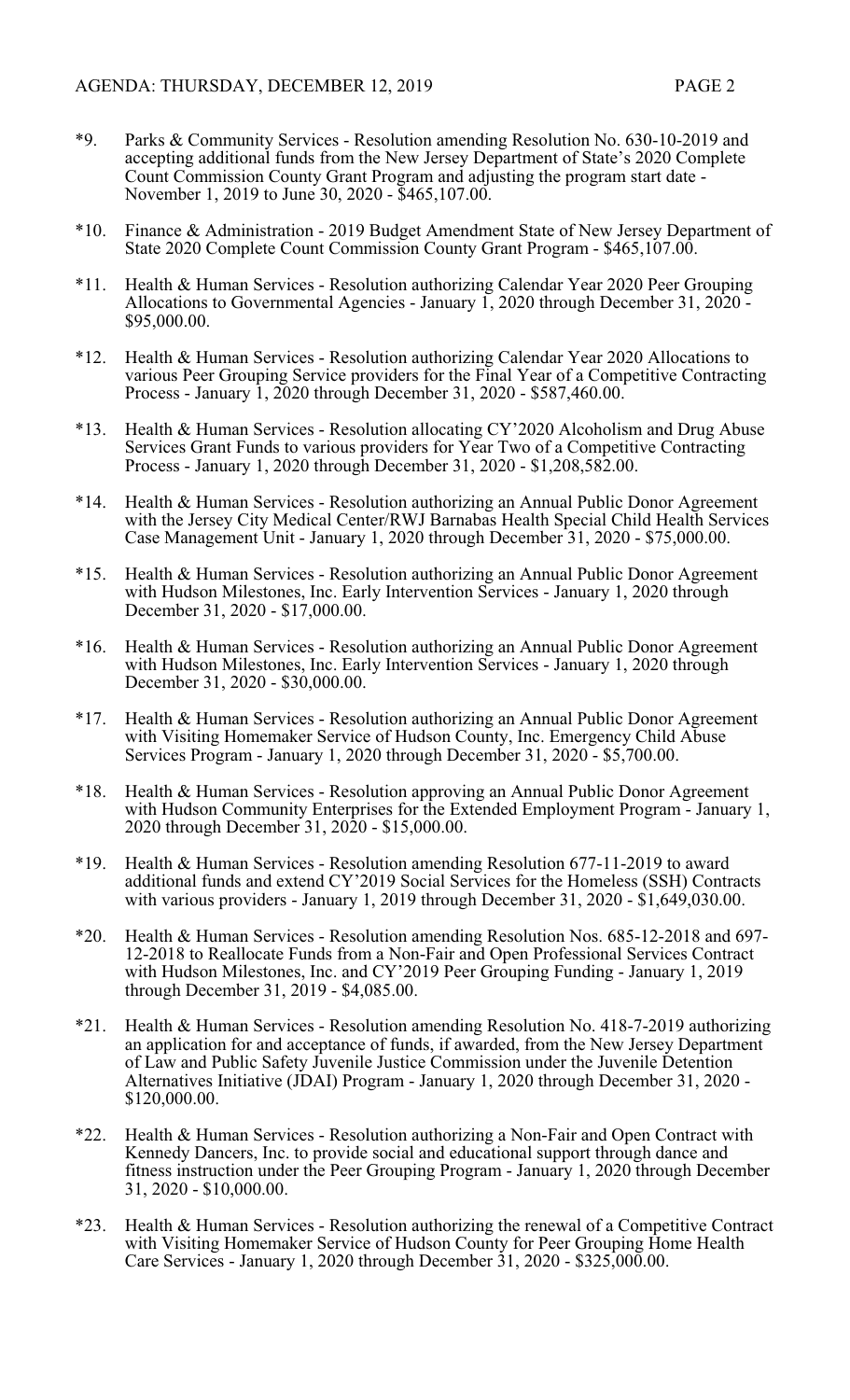*9. Parks & Community Services - Resolution amending Resolution No. 630-10-2019 and accepting additional funds from the New Jersey Department of State's 2020 Complete Count Commission County Grant Program and adjusting the program start date - November 1, 2019 to June 30, 2020 - $465,107.00.

*10. Finance & Administration - 2019 Budget Amendment State of New Jersey Department of State 2020 Complete Count Commission County Grant Program - $465,107.00.

*11. Health & Human Services - Resolution authorizing Calendar Year 2020 Peer Grouping Allocations to Governmental Agencies - January 1, 2020 through December 31, 2020 - $95,000.00.

*12. Health & Human Services - Resolution authorizing Calendar Year 2020 Allocations to various Peer Grouping Service providers for the Final Year of a Competitive Contracting Process - January 1, 2020 through December 31, 2020 - $587,460.00.

*13. Health & Human Services - Resolution allocating CY'2020 Alcoholism and Drug Abuse Services Grant Funds to various providers for Year Two of a Competitive Contracting Process - January 1, 2020 through December 31, 2020 - $1,208,582.00.

*14. Health & Human Services - Resolution authorizing an Annual Public Donor Agreement with the Jersey City Medical Center/RWJ Barnabas Health Special Child Health Services Case Management Unit - January 1, 2020 through December 31, 2020 - $75,000.00.

*15. Health & Human Services - Resolution authorizing an Annual Public Donor Agreement with Hudson Milestones, Inc. Early Intervention Services - January 1, 2020 through December 31, 2020 - $17,000.00.

*16. Health & Human Services - Resolution authorizing an Annual Public Donor Agreement with Hudson Milestones, Inc. Early Intervention Services - January 1, 2020 through December 31, 2020 - $30,000.00.

*17. Health & Human Services - Resolution authorizing an Annual Public Donor Agreement with Visiting Homemaker Service of Hudson County, Inc. Emergency Child Abuse Services Program - January 1, 2020 through December 31, 2020 - $5,700.00.

*18. Health & Human Services - Resolution approving an Annual Public Donor Agreement with Hudson Community Enterprises for the Extended Employment Program - January 1, 2020 through December 31, 2020 - $15,000.00.

*19. Health & Human Services - Resolution amending Resolution 677-11-2019 to award additional funds and extend CY'2019 Social Services for the Homeless (SSH) Contracts with various providers - January 1, 2019 through December 31, 2020 - $1,649,030.00.

*20. Health & Human Services - Resolution amending Resolution Nos. 685-12-2018 and 697-12-2018 to Reallocate Funds from a Non-Fair and Open Professional Services Contract with Hudson Milestones, Inc. and CY'2019 Peer Grouping Funding - January 1, 2019 through December 31, 2019 - $4,085.00.

*21. Health & Human Services - Resolution amending Resolution No. 418-7-2019 authorizing an application for and acceptance of funds, if awarded, from the New Jersey Department of Law and Public Safety Juvenile Justice Commission under the Juvenile Detention Alternatives Initiative (JDAI) Program - January 1, 2020 through December 31, 2020 - $120,000.00.

*22. Health & Human Services - Resolution authorizing a Non-Fair and Open Contract with Kennedy Dancers, Inc. to provide social and educational support through dance and fitness instruction under the Peer Grouping Program - January 1, 2020 through December 31, 2020 - $10,000.00.

*23. Health & Human Services - Resolution authorizing the renewal of a Competitive Contract with Visiting Homemaker Service of Hudson County for Peer Grouping Home Health Care Services - January 1, 2020 through December 31, 2020 - $325,000.00.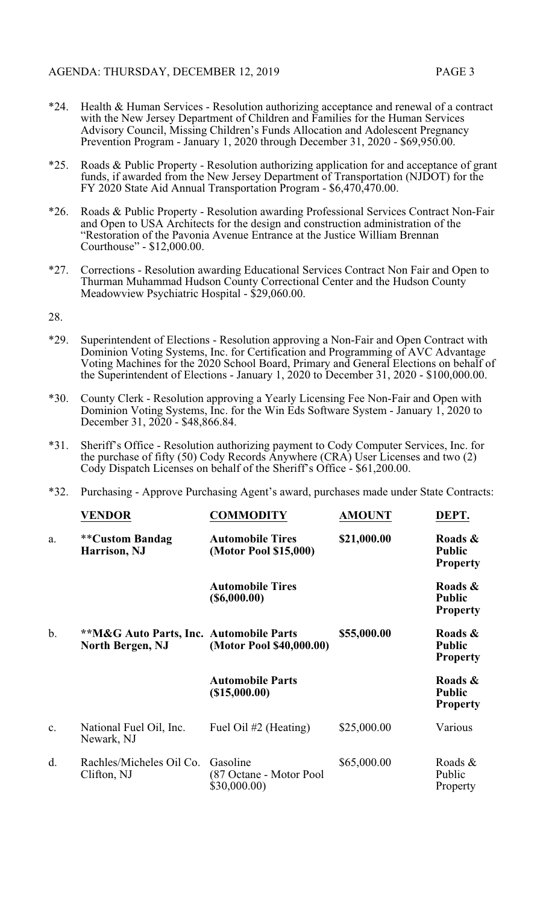*24. Health & Human Services - Resolution authorizing acceptance and renewal of a contract with the New Jersey Department of Children and Families for the Human Services Advisory Council, Missing Children's Funds Allocation and Adolescent Pregnancy Prevention Program - January 1, 2020 through December 31, 2020 - $69,950.00.

*25. Roads & Public Property - Resolution authorizing application for and acceptance of grant funds, if awarded from the New Jersey Department of Transportation (NJDOT) for the FY 2020 State Aid Annual Transportation Program - $6,470,470.00.

*26. Roads & Public Property - Resolution awarding Professional Services Contract Non-Fair and Open to USA Architects for the design and construction administration of the "Restoration of the Pavonia Avenue Entrance at the Justice William Brennan Courthouse" - $12,000.00.

*27. Corrections - Resolution awarding Educational Services Contract Non Fair and Open to Thurman Muhammad Hudson County Correctional Center and the Hudson County Meadowview Psychiatric Hospital - $29,060.00.

28.

*29. Superintendent of Elections - Resolution approving a Non-Fair and Open Contract with Dominion Voting Systems, Inc. for Certification and Programming of AVC Advantage Voting Machines for the 2020 School Board, Primary and General Elections on behalf of the Superintendent of Elections - January 1, 2020 to December 31, 2020 - $100,000.00.

*30. County Clerk - Resolution approving a Yearly Licensing Fee Non-Fair and Open with Dominion Voting Systems, Inc. for the Win Eds Software System - January 1, 2020 to December 31, 2020 - $48,866.84.

*31. Sheriff's Office - Resolution authorizing payment to Cody Computer Services, Inc. for the purchase of fifty (50) Cody Records Anywhere (CRA) User Licenses and two (2) Cody Dispatch Licenses on behalf of the Sheriff's Office - $61,200.00.

*32. Purchasing - Approve Purchasing Agent's award, purchases made under State Contracts:

| | VENDOR | COMMODITY | AMOUNT | DEPT. |
|---|---|---|---|---|
| a. | **\*\*Custom Bandag Harrison, NJ** | **Automobile Tires (Motor Pool $15,000)** | **$21,000.00** | **Roads & Public Property** |
| | | **Automobile Tires ($6,000.00)** | | **Roads & Public Property** |
| b. | **\*\*M&G Auto Parts, Inc. North Bergen, NJ** | **Automobile Parts (Motor Pool $40,000.00)** | **$55,000.00** | **Roads & Public Property** |
| | | **Automobile Parts ($15,000.00)** | | **Roads & Public Property** |
| c. | National Fuel Oil, Inc. Newark, NJ | Fuel Oil #2 (Heating) | $25,000.00 | Various |
| d. | Rachles/Micheles Oil Co. Clifton, NJ | Gasoline (87 Octane - Motor Pool $30,000.00) | $65,000.00 | Roads & Public Property |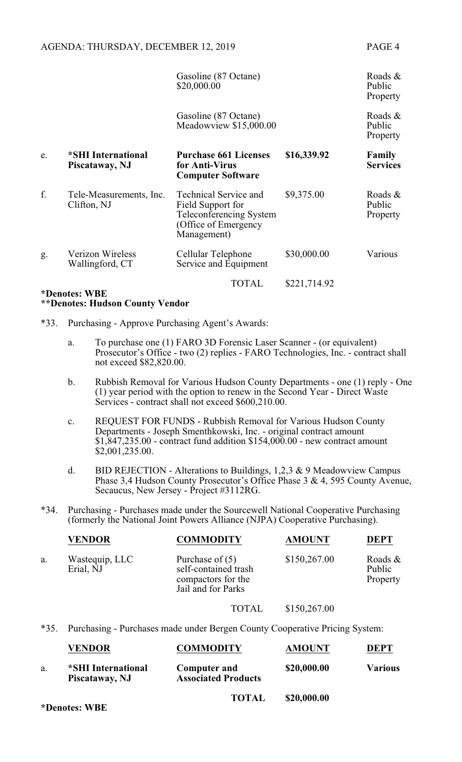| | | | | |
|---|---|---|---|---|
| | | Gasoline (87 Octane) $20,000.00 | | Roads & Public Property |
| | | Gasoline (87 Octane) Meadowview $15,000.00 | | Roads & Public Property |
| **e.** | **\*SHI International Piscataway, NJ** | **Purchase 661 Licenses for Anti-Virus Computer Software** | **$16,339.92** | **Family Services** |
| f. | Tele-Measurements, Inc. Clifton, NJ | Technical Service and Field Support for Teleconferencing System (Office of Emergency Management) | $9,375.00 | Roads & Public Property |
| g. | Verizon Wireless Wallingford, CT | Cellular Telephone Service and Equipment | $30,000.00 | Various |
| | | TOTAL | $221,714.92 | |

**\*Denotes: WBE**
**\*\*Denotes: Hudson County Vendor**

\*33. Purchasing - Approve Purchasing Agent's Awards:

a. To purchase one (1) FARO 3D Forensic Laser Scanner - (or equivalent) Prosecutor's Office - two (2) replies - FARO Technologies, Inc. - contract shall not exceed $82,820.00.

b. Rubbish Removal for Various Hudson County Departments - one (1) reply - One (1) year period with the option to renew in the Second Year - Direct Waste Services - contract shall not exceed $600,210.00.

c. REQUEST FOR FUNDS - Rubbish Removal for Various Hudson County Departments - Joseph Smenthkowski, Inc. - original contract amount $1,847,235.00 - contract fund addition $154,000.00 - new contract amount $2,001,235.00.

d. BID REJECTION - Alterations to Buildings, 1,2,3 & 9 Meadowview Campus Phase 3,4 Hudson County Prosecutor's Office Phase 3 & 4, 595 County Avenue, Secaucus, New Jersey - Project #3112RG.

\*34. Purchasing - Purchases made under the Sourcewell National Cooperative Purchasing (formerly the National Joint Powers Alliance (NJPA) Cooperative Purchasing).

| | VENDOR | COMMODITY | AMOUNT | DEPT |
|---|---|---|---|---|
| a. | Wastequip, LLC Erial, NJ | Purchase of (5) self-contained trash compactors for the Jail and for Parks | $150,267.00 | Roads & Public Property |
| | | TOTAL | $150,267.00 | |

\*35. Purchasing - Purchases made under Bergen County Cooperative Pricing System:

| | VENDOR | COMMODITY | AMOUNT | DEPT |
|---|---|---|---|---|
| **a.** | **\*SHI International Piscataway, NJ** | **Computer and Associated Products** | **$20,000.00** | **Various** |
| | | **TOTAL** | **$20,000.00** | |

**\*Denotes: WBE**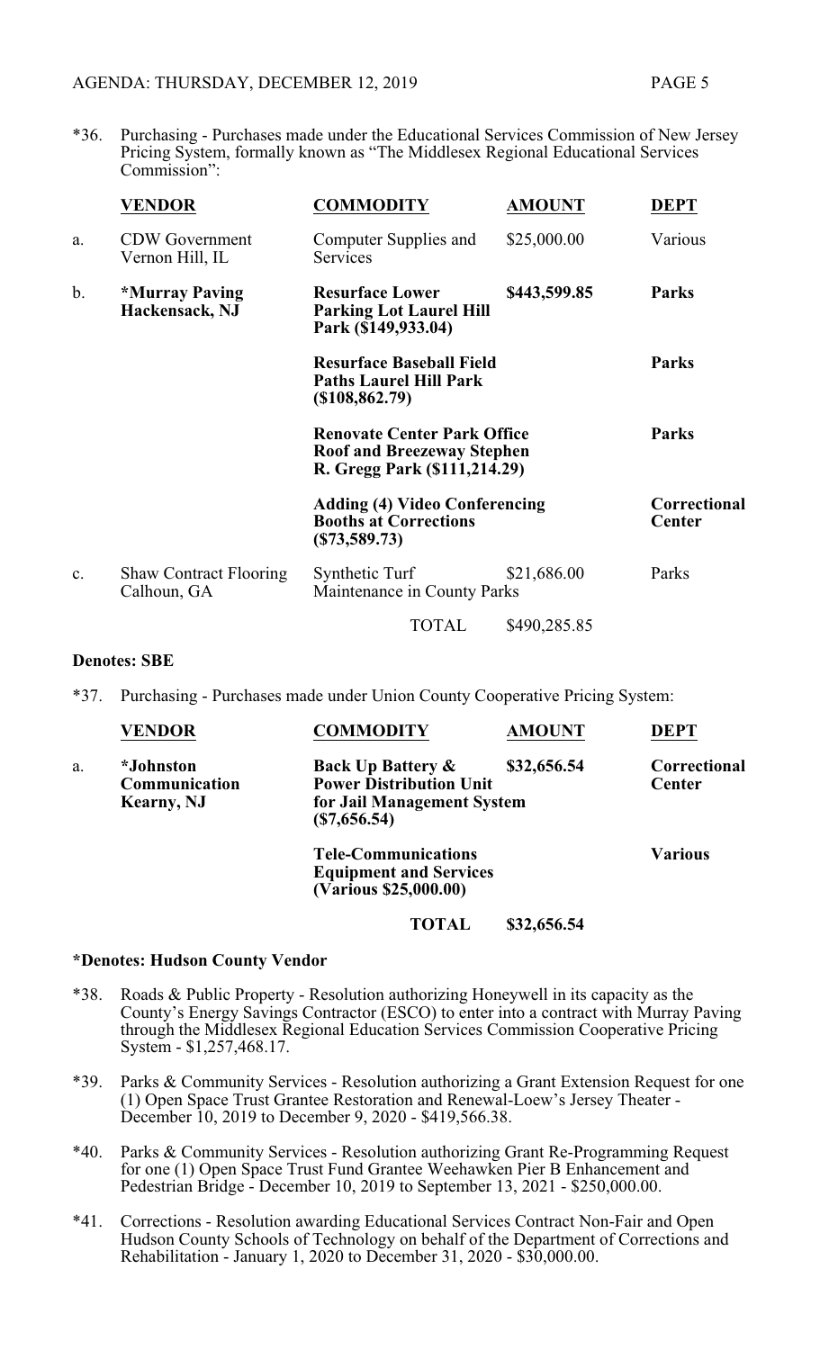*36. Purchasing - Purchases made under the Educational Services Commission of New Jersey Pricing System, formally known as "The Middlesex Regional Educational Services Commission":

| | VENDOR | COMMODITY | AMOUNT | DEPT |
|---|---|---|---|---|
| a. | CDW Government Vernon Hill, IL | Computer Supplies and Services | $25,000.00 | Various |
| b. | **\*Murray Paving Hackensack, NJ** | **Resurface Lower Parking Lot Laurel Hill Park ($149,933.04)** | **$443,599.85** | **Parks** |
| | | **Resurface Baseball Field Paths Laurel Hill Park ($108,862.79)** | | **Parks** |
| | | **Renovate Center Park Office Roof and Breezeway Stephen R. Gregg Park ($111,214.29)** | | **Parks** |
| | | **Adding (4) Video Conferencing Booths at Corrections ($73,589.73)** | | **Correctional Center** |
| c. | Shaw Contract Flooring Calhoun, GA | Synthetic Turf Maintenance in County Parks | $21,686.00 | Parks |
| | | TOTAL | $490,285.85 | |

**Denotes: SBE**

*37. Purchasing - Purchases made under Union County Cooperative Pricing System:

| | VENDOR | COMMODITY | AMOUNT | DEPT |
|---|---|---|---|---|
| a. | **\*Johnston Communication Kearny, NJ** | **Back Up Battery & Power Distribution Unit for Jail Management System ($7,656.54)** | **$32,656.54** | **Correctional Center** |
| | | **Tele-Communications Equipment and Services (Various $25,000.00)** | | **Various** |
| | | **TOTAL** | **$32,656.54** | |

**\*Denotes: Hudson County Vendor**

*38. Roads & Public Property - Resolution authorizing Honeywell in its capacity as the County's Energy Savings Contractor (ESCO) to enter into a contract with Murray Paving through the Middlesex Regional Education Services Commission Cooperative Pricing System - $1,257,468.17.

*39. Parks & Community Services - Resolution authorizing a Grant Extension Request for one (1) Open Space Trust Grantee Restoration and Renewal-Loew's Jersey Theater - December 10, 2019 to December 9, 2020 - $419,566.38.

*40. Parks & Community Services - Resolution authorizing Grant Re-Programming Request for one (1) Open Space Trust Fund Grantee Weehawken Pier B Enhancement and Pedestrian Bridge - December 10, 2019 to September 13, 2021 - $250,000.00.

*41. Corrections - Resolution awarding Educational Services Contract Non-Fair and Open Hudson County Schools of Technology on behalf of the Department of Corrections and Rehabilitation - January 1, 2020 to December 31, 2020 - $30,000.00.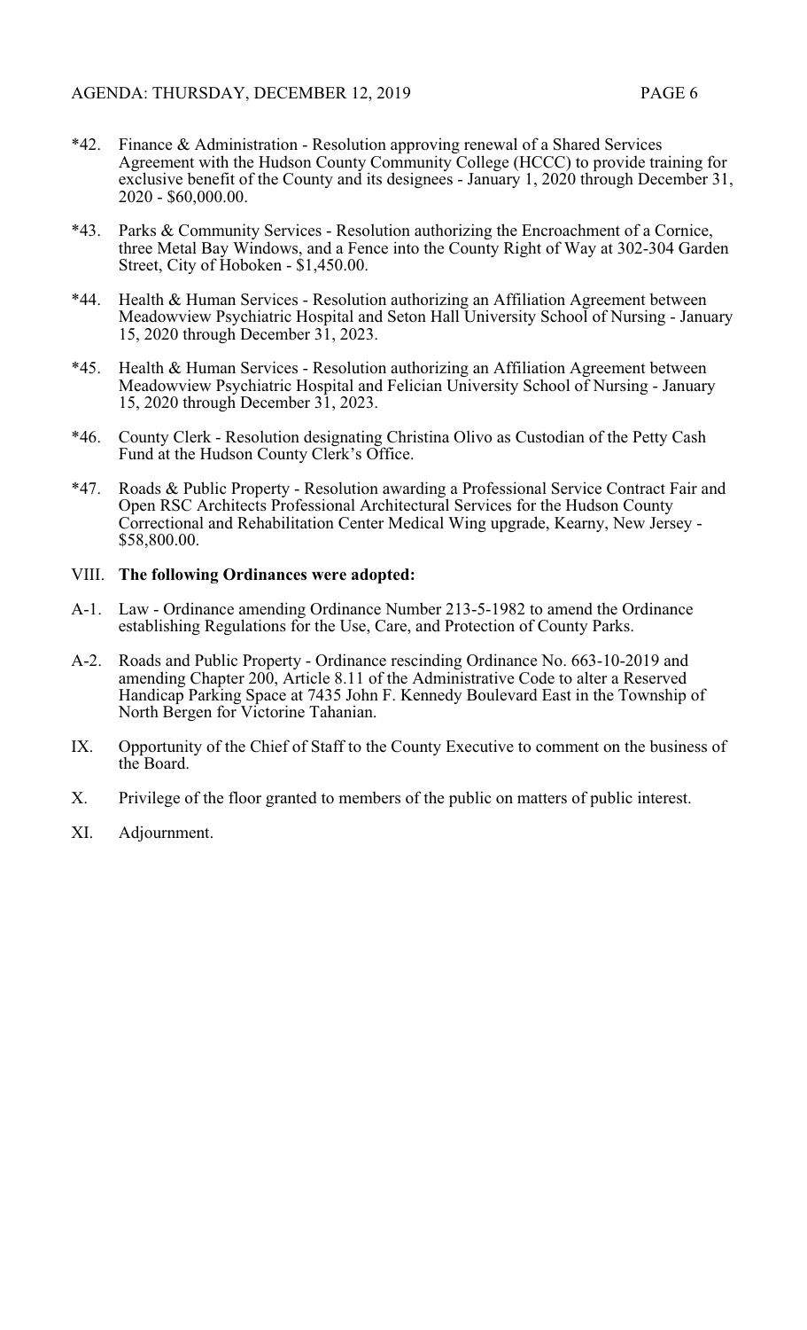*42. Finance & Administration - Resolution approving renewal of a Shared Services Agreement with the Hudson County Community College (HCCC) to provide training for exclusive benefit of the County and its designees - January 1, 2020 through December 31, 2020 - $60,000.00.

*43. Parks & Community Services - Resolution authorizing the Encroachment of a Cornice, three Metal Bay Windows, and a Fence into the County Right of Way at 302-304 Garden Street, City of Hoboken - $1,450.00.

*44. Health & Human Services - Resolution authorizing an Affiliation Agreement between Meadowview Psychiatric Hospital and Seton Hall University School of Nursing - January 15, 2020 through December 31, 2023.

*45. Health & Human Services - Resolution authorizing an Affiliation Agreement between Meadowview Psychiatric Hospital and Felician University School of Nursing - January 15, 2020 through December 31, 2023.

*46. County Clerk - Resolution designating Christina Olivo as Custodian of the Petty Cash Fund at the Hudson County Clerk's Office.

*47. Roads & Public Property - Resolution awarding a Professional Service Contract Fair and Open RSC Architects Professional Architectural Services for the Hudson County Correctional and Rehabilitation Center Medical Wing upgrade, Kearny, New Jersey - $58,800.00.

VIII. **The following Ordinances were adopted:**

A-1. Law - Ordinance amending Ordinance Number 213-5-1982 to amend the Ordinance establishing Regulations for the Use, Care, and Protection of County Parks.

A-2. Roads and Public Property - Ordinance rescinding Ordinance No. 663-10-2019 and amending Chapter 200, Article 8.11 of the Administrative Code to alter a Reserved Handicap Parking Space at 7435 John F. Kennedy Boulevard East in the Township of North Bergen for Victorine Tahanian.

IX. Opportunity of the Chief of Staff to the County Executive to comment on the business of the Board.

X. Privilege of the floor granted to members of the public on matters of public interest.

XI. Adjournment.